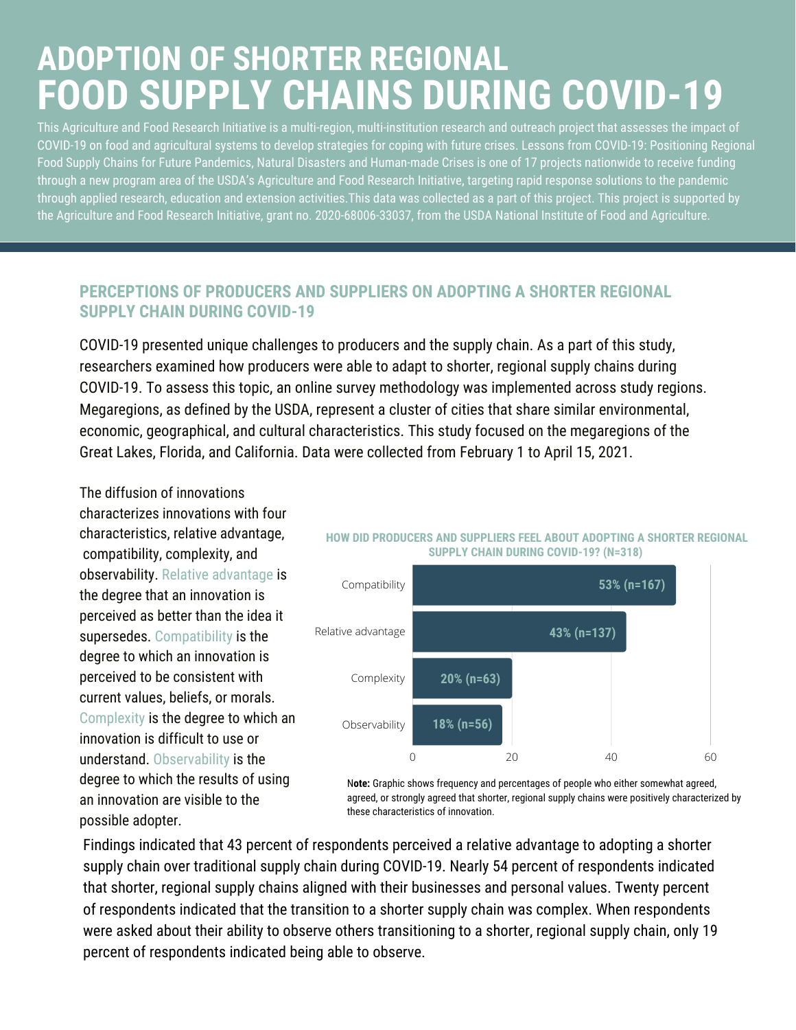# ADOPTION OF SHORTER REGIONAL FOOD SUPPLY CHAINS DURING COVID-19

This Agriculture and Food Research Initiative is a multi-region, multi-institution research and outreach project that assesses the impact of COVID-19 on food and agricultural systems to develop strategies for coping with future crises. Lessons from COVID-19: Positioning Regional Food Supply Chains for Future Pandemics, Natural Disasters and Human-made Crises is one of 17 projects nationwide to receive funding through a new program area of the USDA's Agriculture and Food Research Initiative, targeting rapid response solutions to the pandemic through applied research, education and extension activities.This data was collected as a part of this project. This project is supported by the Agriculture and Food Research Initiative, grant no. 2020-68006-33037, from the USDA National Institute of Food and Agriculture.

## PERCEPTIONS OF PRODUCERS AND SUPPLIERS ON ADOPTING A SHORTER REGIONAL SUPPLY CHAIN DURING COVID-19

COVID-19 presented unique challenges to producers and the supply chain. As a part of this study, researchers examined how producers were able to adapt to shorter, regional supply chains during COVID-19. To assess this topic, an online survey methodology was implemented across study regions. Megaregions, as defined by the USDA, represent a cluster of cities that share similar environmental, economic, geographical, and cultural characteristics. This study focused on the megaregions of the Great Lakes, Florida, and California. Data were collected from February 1 to April 15, 2021.

The diffusion of innovations characterizes innovations with four characteristics, relative advantage, compatibility, complexity, and observability. Relative advantage is the degree that an innovation is perceived as better than the idea it supersedes. Compatibility is the degree to which an innovation is perceived to be consistent with current values, beliefs, or morals. Complexity is the degree to which an innovation is difficult to use or understand. Observability is the degree to which the results of using an innovation are visible to the possible adopter.

**HOW DID PRODUCERS AND SUPPLIERS FEEL ABOUT ADOPTING A SHORTER REGIONAL SUPPLY CHAIN DURING COVID-19? (N=318)**

| Characteristic | Percentage (n) |
| --- | --- |
| Compatibility | 53% (n=167) |
| Relative advantage | 43% (n=137) |
| Complexity | 20% (n=63) |
| Observability | 18% (n=56) |

**Note:** Graphic shows frequency and percentages of people who either somewhat agreed, agreed, or strongly agreed that shorter, regional supply chains were positively characterized by these characteristics of innovation.

Findings indicated that 43 percent of respondents perceived a relative advantage to adopting a shorter supply chain over traditional supply chain during COVID-19. Nearly 54 percent of respondents indicated that shorter, regional supply chains aligned with their businesses and personal values. Twenty percent of respondents indicated that the transition to a shorter supply chain was complex. When respondents were asked about their ability to observe others transitioning to a shorter, regional supply chain, only 19 percent of respondents indicated being able to observe.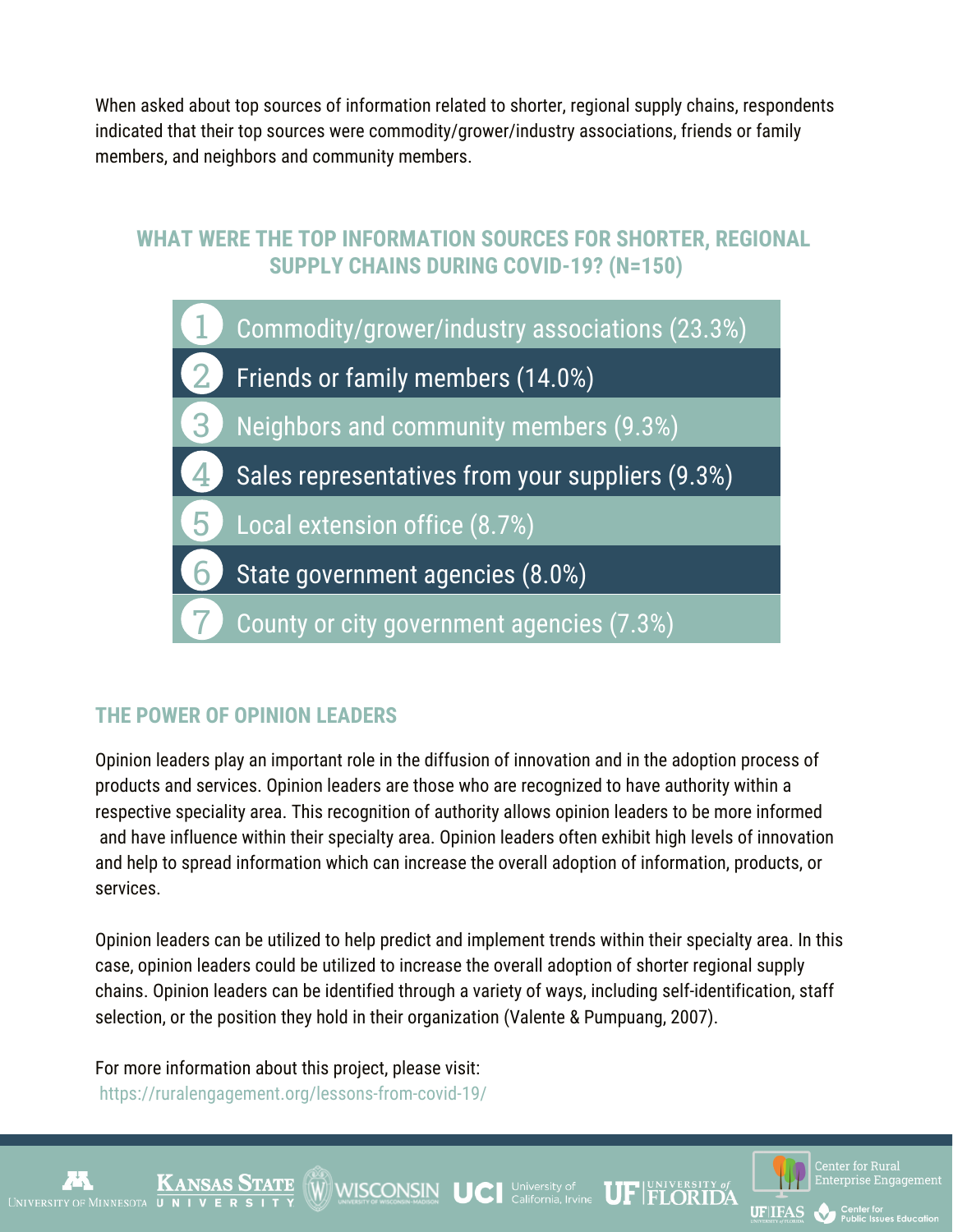When asked about top sources of information related to shorter, regional supply chains, respondents indicated that their top sources were commodity/grower/industry associations, friends or family members, and neighbors and community members.

## WHAT WERE THE TOP INFORMATION SOURCES FOR SHORTER, REGIONAL SUPPLY CHAINS DURING COVID-19? (N=150)

1. Commodity/grower/industry associations (23.3%)
2. Friends or family members (14.0%)
3. Neighbors and community members (9.3%)
4. Sales representatives from your suppliers (9.3%)
5. Local extension office (8.7%)
6. State government agencies (8.0%)
7. County or city government agencies (7.3%)

## THE POWER OF OPINION LEADERS

Opinion leaders play an important role in the diffusion of innovation and in the adoption process of products and services. Opinion leaders are those who are recognized to have authority within a respective speciality area. This recognition of authority allows opinion leaders to be more informed and have influence within their specialty area. Opinion leaders often exhibit high levels of innovation and help to spread information which can increase the overall adoption of information, products, or services.

Opinion leaders can be utilized to help predict and implement trends within their specialty area. In this case, opinion leaders could be utilized to increase the overall adoption of shorter regional supply chains. Opinion leaders can be identified through a variety of ways, including self-identification, staff selection, or the position they hold in their organization (Valente & Pumpuang, 2007).

For more information about this project, please visit:
https://ruralengagement.org/lessons-from-covid-19/

University of Minnesota | Kansas State University | Wisconsin University of Wisconsin-Madison | UCI University of California, Irvine | UF University of Florida | Center for Rural Enterprise Engagement | UF IFAS | Center for Public Issues Education